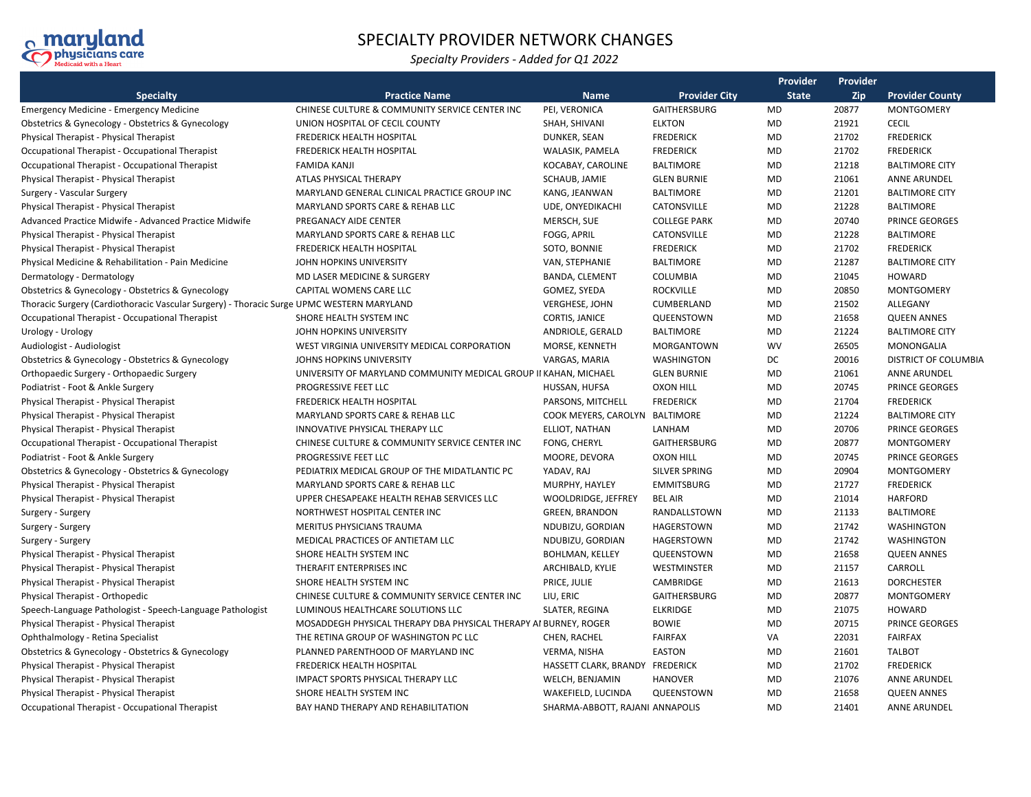# SPECIALTY PROVIDER NETWORK CHANGES

*Specialty Providers - Added for Q1 2022*

| Specialty | Practice Name | Name | Provider City | Provider State | Provider Zip | Provider County |
|---|---|---|---|---|---|---|
| Emergency Medicine - Emergency Medicine | CHINESE CULTURE & COMMUNITY SERVICE CENTER INC | PEI, VERONICA | GAITHERSBURG | MD | 20877 | MONTGOMERY |
| Obstetrics & Gynecology - Obstetrics & Gynecology | UNION HOSPITAL OF CECIL COUNTY | SHAH, SHIVANI | ELKTON | MD | 21921 | CECIL |
| Physical Therapist - Physical Therapist | FREDERICK HEALTH HOSPITAL | DUNKER, SEAN | FREDERICK | MD | 21702 | FREDERICK |
| Occupational Therapist - Occupational Therapist | FREDERICK HEALTH HOSPITAL | WALASIK, PAMELA | FREDERICK | MD | 21702 | FREDERICK |
| Occupational Therapist - Occupational Therapist | FAMIDA KANJI | KOCABAY, CAROLINE | BALTIMORE | MD | 21218 | BALTIMORE CITY |
| Physical Therapist - Physical Therapist | ATLAS PHYSICAL THERAPY | SCHAUB, JAMIE | GLEN BURNIE | MD | 21061 | ANNE ARUNDEL |
| Surgery - Vascular Surgery | MARYLAND GENERAL CLINICAL PRACTICE GROUP INC | KANG, JEANWAN | BALTIMORE | MD | 21201 | BALTIMORE CITY |
| Physical Therapist - Physical Therapist | MARYLAND SPORTS CARE & REHAB LLC | UDE, ONYEDIKACHI | CATONSVILLE | MD | 21228 | BALTIMORE |
| Advanced Practice Midwife - Advanced Practice Midwife | PREGANACY AIDE CENTER | MERSCH, SUE | COLLEGE PARK | MD | 20740 | PRINCE GEORGES |
| Physical Therapist - Physical Therapist | MARYLAND SPORTS CARE & REHAB LLC | FOGG, APRIL | CATONSVILLE | MD | 21228 | BALTIMORE |
| Physical Therapist - Physical Therapist | FREDERICK HEALTH HOSPITAL | SOTO, BONNIE | FREDERICK | MD | 21702 | FREDERICK |
| Physical Medicine & Rehabilitation - Pain Medicine | JOHN HOPKINS UNIVERSITY | VAN, STEPHANIE | BALTIMORE | MD | 21287 | BALTIMORE CITY |
| Dermatology - Dermatology | MD LASER MEDICINE & SURGERY | BANDA, CLEMENT | COLUMBIA | MD | 21045 | HOWARD |
| Obstetrics & Gynecology - Obstetrics & Gynecology | CAPITAL WOMENS CARE LLC | GOMEZ, SYEDA | ROCKVILLE | MD | 20850 | MONTGOMERY |
| Thoracic Surgery (Cardiothoracic Vascular Surgery) - Thoracic Surge | UPMC WESTERN MARYLAND | VERGHESE, JOHN | CUMBERLAND | MD | 21502 | ALLEGANY |
| Occupational Therapist - Occupational Therapist | SHORE HEALTH SYSTEM INC | CORTIS, JANICE | QUEENSTOWN | MD | 21658 | QUEEN ANNES |
| Urology - Urology | JOHN HOPKINS UNIVERSITY | ANDRIOLE, GERALD | BALTIMORE | MD | 21224 | BALTIMORE CITY |
| Audiologist - Audiologist | WEST VIRGINIA UNIVERSITY MEDICAL CORPORATION | MORSE, KENNETH | MORGANTOWN | WV | 26505 | MONONGALIA |
| Obstetrics & Gynecology - Obstetrics & Gynecology | JOHNS HOPKINS UNIVERSITY | VARGAS, MARIA | WASHINGTON | DC | 20016 | DISTRICT OF COLUMBIA |
| Orthopaedic Surgery - Orthopaedic Surgery | UNIVERSITY OF MARYLAND COMMUNITY MEDICAL GROUP II | KAHAN, MICHAEL | GLEN BURNIE | MD | 21061 | ANNE ARUNDEL |
| Podiatrist - Foot & Ankle Surgery | PROGRESSIVE FEET LLC | HUSSAN, HUFSA | OXON HILL | MD | 20745 | PRINCE GEORGES |
| Physical Therapist - Physical Therapist | FREDERICK HEALTH HOSPITAL | PARSONS, MITCHELL | FREDERICK | MD | 21704 | FREDERICK |
| Physical Therapist - Physical Therapist | MARYLAND SPORTS CARE & REHAB LLC | COOK MEYERS, CAROLYN | BALTIMORE | MD | 21224 | BALTIMORE CITY |
| Physical Therapist - Physical Therapist | INNOVATIVE PHYSICAL THERAPY LLC | ELLIOT, NATHAN | LANHAM | MD | 20706 | PRINCE GEORGES |
| Occupational Therapist - Occupational Therapist | CHINESE CULTURE & COMMUNITY SERVICE CENTER INC | FONG, CHERYL | GAITHERSBURG | MD | 20877 | MONTGOMERY |
| Podiatrist - Foot & Ankle Surgery | PROGRESSIVE FEET LLC | MOORE, DEVORA | OXON HILL | MD | 20745 | PRINCE GEORGES |
| Obstetrics & Gynecology - Obstetrics & Gynecology | PEDIATRIX MEDICAL GROUP OF THE MIDATLANTIC PC | YADAV, RAJ | SILVER SPRING | MD | 20904 | MONTGOMERY |
| Physical Therapist - Physical Therapist | MARYLAND SPORTS CARE & REHAB LLC | MURPHY, HAYLEY | EMMITSBURG | MD | 21727 | FREDERICK |
| Physical Therapist - Physical Therapist | UPPER CHESAPEAKE HEALTH REHAB SERVICES LLC | WOOLDRIDGE, JEFFREY | BEL AIR | MD | 21014 | HARFORD |
| Surgery - Surgery | NORTHWEST HOSPITAL CENTER INC | GREEN, BRANDON | RANDALLSTOWN | MD | 21133 | BALTIMORE |
| Surgery - Surgery | MERITUS PHYSICIANS TRAUMA | NDUBIZU, GORDIAN | HAGERSTOWN | MD | 21742 | WASHINGTON |
| Surgery - Surgery | MEDICAL PRACTICES OF ANTIETAM LLC | NDUBIZU, GORDIAN | HAGERSTOWN | MD | 21742 | WASHINGTON |
| Physical Therapist - Physical Therapist | SHORE HEALTH SYSTEM INC | BOHLMAN, KELLEY | QUEENSTOWN | MD | 21658 | QUEEN ANNES |
| Physical Therapist - Physical Therapist | THERAFIT ENTERPRISES INC | ARCHIBALD, KYLIE | WESTMINSTER | MD | 21157 | CARROLL |
| Physical Therapist - Physical Therapist | SHORE HEALTH SYSTEM INC | PRICE, JULIE | CAMBRIDGE | MD | 21613 | DORCHESTER |
| Physical Therapist - Orthopedic | CHINESE CULTURE & COMMUNITY SERVICE CENTER INC | LIU, ERIC | GAITHERSBURG | MD | 20877 | MONTGOMERY |
| Speech-Language Pathologist - Speech-Language Pathologist | LUMINOUS HEALTHCARE SOLUTIONS LLC | SLATER, REGINA | ELKRIDGE | MD | 21075 | HOWARD |
| Physical Therapist - Physical Therapist | MOSADDEGH PHYSICAL THERAPY DBA PHYSICAL THERAPY AI | BURNEY, ROGER | BOWIE | MD | 20715 | PRINCE GEORGES |
| Ophthalmology - Retina Specialist | THE RETINA GROUP OF WASHINGTON PC LLC | CHEN, RACHEL | FAIRFAX | VA | 22031 | FAIRFAX |
| Obstetrics & Gynecology - Obstetrics & Gynecology | PLANNED PARENTHOOD OF MARYLAND INC | VERMA, NISHA | EASTON | MD | 21601 | TALBOT |
| Physical Therapist - Physical Therapist | FREDERICK HEALTH HOSPITAL | HASSETT CLARK, BRANDY | FREDERICK | MD | 21702 | FREDERICK |
| Physical Therapist - Physical Therapist | IMPACT SPORTS PHYSICAL THERAPY LLC | WELCH, BENJAMIN | HANOVER | MD | 21076 | ANNE ARUNDEL |
| Physical Therapist - Physical Therapist | SHORE HEALTH SYSTEM INC | WAKEFIELD, LUCINDA | QUEENSTOWN | MD | 21658 | QUEEN ANNES |
| Occupational Therapist - Occupational Therapist | BAY HAND THERAPY AND REHABILITATION | SHARMA-ABBOTT, RAJANI | ANNAPOLIS | MD | 21401 | ANNE ARUNDEL |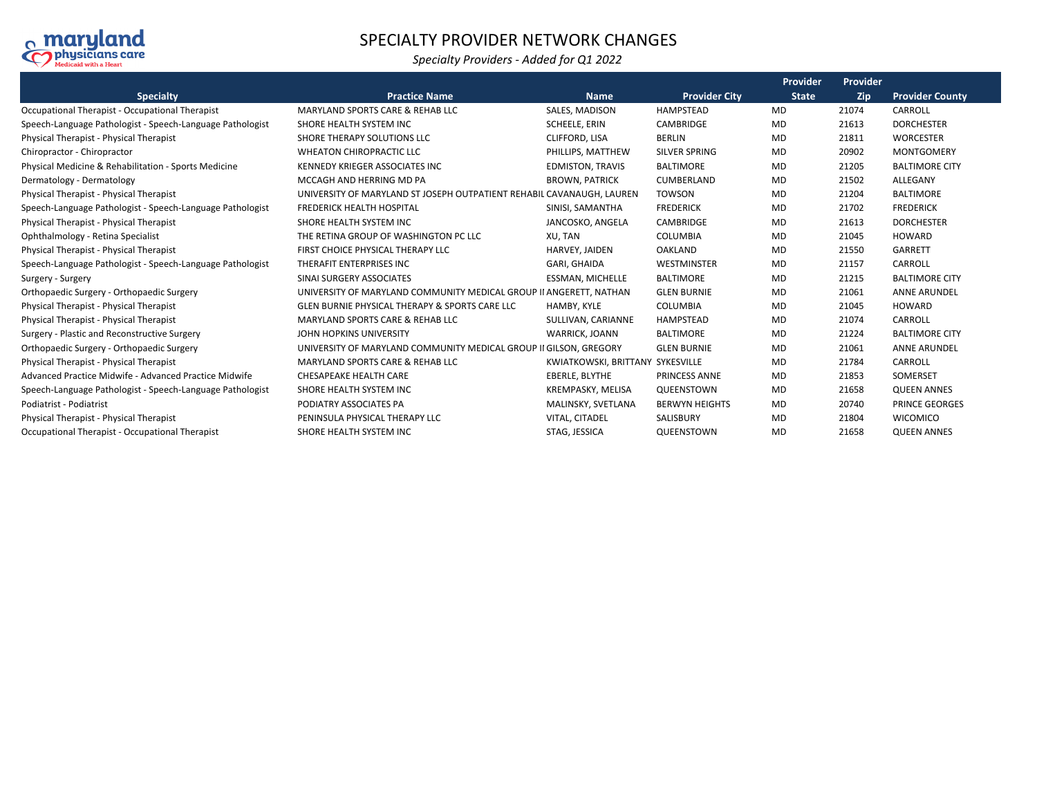# SPECIALTY PROVIDER NETWORK CHANGES

*Specialty Providers - Added for Q1 2022*

| Specialty | Practice Name | Name | Provider City | Provider State | Provider Zip | Provider County |
|---|---|---|---|---|---|---|
| Occupational Therapist - Occupational Therapist | MARYLAND SPORTS CARE & REHAB LLC | SALES, MADISON | HAMPSTEAD | MD | 21074 | CARROLL |
| Speech-Language Pathologist - Speech-Language Pathologist | SHORE HEALTH SYSTEM INC | SCHEELE, ERIN | CAMBRIDGE | MD | 21613 | DORCHESTER |
| Physical Therapist - Physical Therapist | SHORE THERAPY SOLUTIONS LLC | CLIFFORD, LISA | BERLIN | MD | 21811 | WORCESTER |
| Chiropractor - Chiropractor | WHEATON CHIROPRACTIC LLC | PHILLIPS, MATTHEW | SILVER SPRING | MD | 20902 | MONTGOMERY |
| Physical Medicine & Rehabilitation - Sports Medicine | KENNEDY KRIEGER ASSOCIATES INC | EDMISTON, TRAVIS | BALTIMORE | MD | 21205 | BALTIMORE CITY |
| Dermatology - Dermatology | MCCAGH AND HERRING MD PA | BROWN, PATRICK | CUMBERLAND | MD | 21502 | ALLEGANY |
| Physical Therapist - Physical Therapist | UNIVERSITY OF MARYLAND ST JOSEPH OUTPATIENT REHABIL | CAVANAUGH, LAUREN | TOWSON | MD | 21204 | BALTIMORE |
| Speech-Language Pathologist - Speech-Language Pathologist | FREDERICK HEALTH HOSPITAL | SINISI, SAMANTHA | FREDERICK | MD | 21702 | FREDERICK |
| Physical Therapist - Physical Therapist | SHORE HEALTH SYSTEM INC | JANCOSKO, ANGELA | CAMBRIDGE | MD | 21613 | DORCHESTER |
| Ophthalmology - Retina Specialist | THE RETINA GROUP OF WASHINGTON PC LLC | XU, TAN | COLUMBIA | MD | 21045 | HOWARD |
| Physical Therapist - Physical Therapist | FIRST CHOICE PHYSICAL THERAPY LLC | HARVEY, JAIDEN | OAKLAND | MD | 21550 | GARRETT |
| Speech-Language Pathologist - Speech-Language Pathologist | THERAFIT ENTERPRISES INC | GARI, GHAIDA | WESTMINSTER | MD | 21157 | CARROLL |
| Surgery - Surgery | SINAI SURGERY ASSOCIATES | ESSMAN, MICHELLE | BALTIMORE | MD | 21215 | BALTIMORE CITY |
| Orthopaedic Surgery - Orthopaedic Surgery | UNIVERSITY OF MARYLAND COMMUNITY MEDICAL GROUP II | ANGERETT, NATHAN | GLEN BURNIE | MD | 21061 | ANNE ARUNDEL |
| Physical Therapist - Physical Therapist | GLEN BURNIE PHYSICAL THERAPY & SPORTS CARE LLC | HAMBY, KYLE | COLUMBIA | MD | 21045 | HOWARD |
| Physical Therapist - Physical Therapist | MARYLAND SPORTS CARE & REHAB LLC | SULLIVAN, CARIANNE | HAMPSTEAD | MD | 21074 | CARROLL |
| Surgery - Plastic and Reconstructive Surgery | JOHN HOPKINS UNIVERSITY | WARRICK, JOANN | BALTIMORE | MD | 21224 | BALTIMORE CITY |
| Orthopaedic Surgery - Orthopaedic Surgery | UNIVERSITY OF MARYLAND COMMUNITY MEDICAL GROUP II | GILSON, GREGORY | GLEN BURNIE | MD | 21061 | ANNE ARUNDEL |
| Physical Therapist - Physical Therapist | MARYLAND SPORTS CARE & REHAB LLC | KWIATKOWSKI, BRITTANY | SYKESVILLE | MD | 21784 | CARROLL |
| Advanced Practice Midwife - Advanced Practice Midwife | CHESAPEAKE HEALTH CARE | EBERLE, BLYTHE | PRINCESS ANNE | MD | 21853 | SOMERSET |
| Speech-Language Pathologist - Speech-Language Pathologist | SHORE HEALTH SYSTEM INC | KREMPASKY, MELISA | QUEENSTOWN | MD | 21658 | QUEEN ANNES |
| Podiatrist - Podiatrist | PODIATRY ASSOCIATES PA | MALINSKY, SVETLANA | BERWYN HEIGHTS | MD | 20740 | PRINCE GEORGES |
| Physical Therapist - Physical Therapist | PENINSULA PHYSICAL THERAPY LLC | VITAL, CITADEL | SALISBURY | MD | 21804 | WICOMICO |
| Occupational Therapist - Occupational Therapist | SHORE HEALTH SYSTEM INC | STAG, JESSICA | QUEENSTOWN | MD | 21658 | QUEEN ANNES |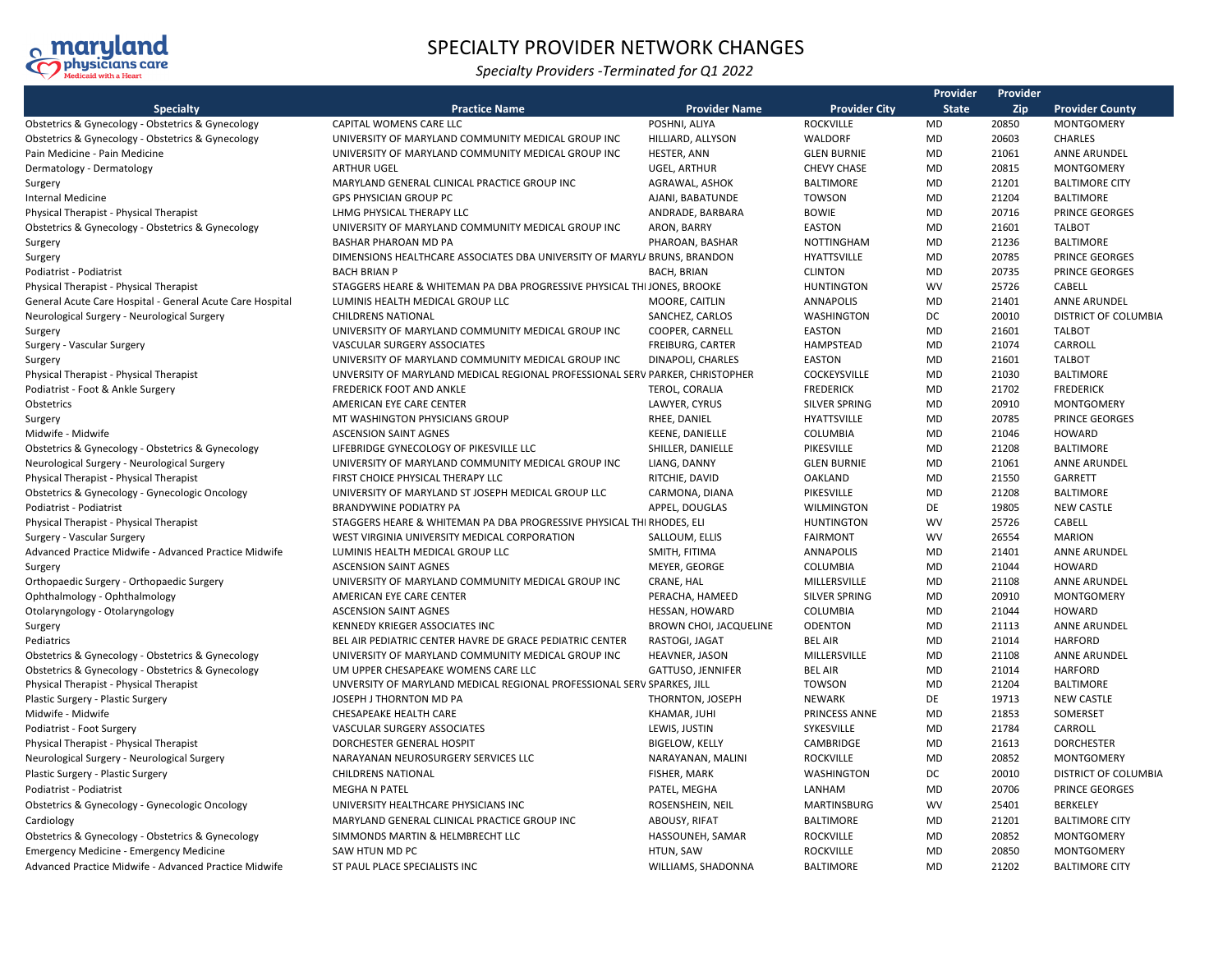# SPECIALTY PROVIDER NETWORK CHANGES

*Specialty Providers -Terminated for Q1 2022*

| Specialty | Practice Name | Provider Name | Provider City | Provider State | Provider Zip | Provider County |
|---|---|---|---|---|---|---|
| Obstetrics & Gynecology - Obstetrics & Gynecology | CAPITAL WOMENS CARE LLC | POSHNI, ALIYA | ROCKVILLE | MD | 20850 | MONTGOMERY |
| Obstetrics & Gynecology - Obstetrics & Gynecology | UNIVERSITY OF MARYLAND COMMUNITY MEDICAL GROUP INC | HILLIARD, ALLYSON | WALDORF | MD | 20603 | CHARLES |
| Pain Medicine - Pain Medicine | UNIVERSITY OF MARYLAND COMMUNITY MEDICAL GROUP INC | HESTER, ANN | GLEN BURNIE | MD | 21061 | ANNE ARUNDEL |
| Dermatology - Dermatology | ARTHUR UGEL | UGEL, ARTHUR | CHEVY CHASE | MD | 20815 | MONTGOMERY |
| Surgery | MARYLAND GENERAL CLINICAL PRACTICE GROUP INC | AGRAWAL, ASHOK | BALTIMORE | MD | 21201 | BALTIMORE CITY |
| Internal Medicine | GPS PHYSICIAN GROUP PC | AJANI, BABATUNDE | TOWSON | MD | 21204 | BALTIMORE |
| Physical Therapist - Physical Therapist | LHMG PHYSICAL THERAPY LLC | ANDRADE, BARBARA | BOWIE | MD | 20716 | PRINCE GEORGES |
| Obstetrics & Gynecology - Obstetrics & Gynecology | UNIVERSITY OF MARYLAND COMMUNITY MEDICAL GROUP INC | ARON, BARRY | EASTON | MD | 21601 | TALBOT |
| Surgery | BASHAR PHAROAN MD PA | PHAROAN, BASHAR | NOTTINGHAM | MD | 21236 | BALTIMORE |
| Surgery | DIMENSIONS HEALTHCARE ASSOCIATES DBA UNIVERSITY OF MARYL | BRUNS, BRANDON | HYATTSVILLE | MD | 20785 | PRINCE GEORGES |
| Podiatrist - Podiatrist | BACH BRIAN P | BACH, BRIAN | CLINTON | MD | 20735 | PRINCE GEORGES |
| Physical Therapist - Physical Therapist | STAGGERS HEARE & WHITEMAN PA DBA PROGRESSIVE PHYSICAL THI | JONES, BROOKE | HUNTINGTON | WV | 25726 | CABELL |
| General Acute Care Hospital - General Acute Care Hospital | LUMINIS HEALTH MEDICAL GROUP LLC | MOORE, CAITLIN | ANNAPOLIS | MD | 21401 | ANNE ARUNDEL |
| Neurological Surgery - Neurological Surgery | CHILDRENS NATIONAL | SANCHEZ, CARLOS | WASHINGTON | DC | 20010 | DISTRICT OF COLUMBIA |
| Surgery | UNIVERSITY OF MARYLAND COMMUNITY MEDICAL GROUP INC | COOPER, CARNELL | EASTON | MD | 21601 | TALBOT |
| Surgery - Vascular Surgery | VASCULAR SURGERY ASSOCIATES | FREIBURG, CARTER | HAMPSTEAD | MD | 21074 | CARROLL |
| Surgery | UNIVERSITY OF MARYLAND COMMUNITY MEDICAL GROUP INC | DINAPOLI, CHARLES | EASTON | MD | 21601 | TALBOT |
| Physical Therapist - Physical Therapist | UNVERSITY OF MARYLAND MEDICAL REGIONAL PROFESSIONAL SERV | PARKER, CHRISTOPHER | COCKEYSVILLE | MD | 21030 | BALTIMORE |
| Podiatrist - Foot & Ankle Surgery | FREDERICK FOOT AND ANKLE | TEROL, CORALIA | FREDERICK | MD | 21702 | FREDERICK |
| Obstetrics | AMERICAN EYE CARE CENTER | LAWYER, CYRUS | SILVER SPRING | MD | 20910 | MONTGOMERY |
| Surgery | MT WASHINGTON PHYSICIANS GROUP | RHEE, DANIEL | HYATTSVILLE | MD | 20785 | PRINCE GEORGES |
| Midwife - Midwife | ASCENSION SAINT AGNES | KEENE, DANIELLE | COLUMBIA | MD | 21046 | HOWARD |
| Obstetrics & Gynecology - Obstetrics & Gynecology | LIFEBRIDGE GYNECOLOGY OF PIKESVILLE LLC | SHILLER, DANIELLE | PIKESVILLE | MD | 21208 | BALTIMORE |
| Neurological Surgery - Neurological Surgery | UNIVERSITY OF MARYLAND COMMUNITY MEDICAL GROUP INC | LIANG, DANNY | GLEN BURNIE | MD | 21061 | ANNE ARUNDEL |
| Physical Therapist - Physical Therapist | FIRST CHOICE PHYSICAL THERAPY LLC | RITCHIE, DAVID | OAKLAND | MD | 21550 | GARRETT |
| Obstetrics & Gynecology - Gynecologic Oncology | UNIVERSITY OF MARYLAND ST JOSEPH MEDICAL GROUP LLC | CARMONA, DIANA | PIKESVILLE | MD | 21208 | BALTIMORE |
| Podiatrist - Podiatrist | BRANDYWINE PODIATRY PA | APPEL, DOUGLAS | WILMINGTON | DE | 19805 | NEW CASTLE |
| Physical Therapist - Physical Therapist | STAGGERS HEARE & WHITEMAN PA DBA PROGRESSIVE PHYSICAL THI | RHODES, ELI | HUNTINGTON | WV | 25726 | CABELL |
| Surgery - Vascular Surgery | WEST VIRGINIA UNIVERSITY MEDICAL CORPORATION | SALLOUM, ELLIS | FAIRMONT | WV | 26554 | MARION |
| Advanced Practice Midwife - Advanced Practice Midwife | LUMINIS HEALTH MEDICAL GROUP LLC | SMITH, FITIMA | ANNAPOLIS | MD | 21401 | ANNE ARUNDEL |
| Surgery | ASCENSION SAINT AGNES | MEYER, GEORGE | COLUMBIA | MD | 21044 | HOWARD |
| Orthopaedic Surgery - Orthopaedic Surgery | UNIVERSITY OF MARYLAND COMMUNITY MEDICAL GROUP INC | CRANE, HAL | MILLERSVILLE | MD | 21108 | ANNE ARUNDEL |
| Ophthalmology - Ophthalmology | AMERICAN EYE CARE CENTER | PERACHA, HAMEED | SILVER SPRING | MD | 20910 | MONTGOMERY |
| Otolaryngology - Otolaryngology | ASCENSION SAINT AGNES | HESSAN, HOWARD | COLUMBIA | MD | 21044 | HOWARD |
| Surgery | KENNEDY KRIEGER ASSOCIATES INC | BROWN CHOI, JACQUELINE | ODENTON | MD | 21113 | ANNE ARUNDEL |
| Pediatrics | BEL AIR PEDIATRIC CENTER HAVRE DE GRACE PEDIATRIC CENTER | RASTOGI, JAGAT | BEL AIR | MD | 21014 | HARFORD |
| Obstetrics & Gynecology - Obstetrics & Gynecology | UNIVERSITY OF MARYLAND COMMUNITY MEDICAL GROUP INC | HEAVNER, JASON | MILLERSVILLE | MD | 21108 | ANNE ARUNDEL |
| Obstetrics & Gynecology - Obstetrics & Gynecology | UM UPPER CHESAPEAKE WOMENS CARE LLC | GATTUSO, JENNIFER | BEL AIR | MD | 21014 | HARFORD |
| Physical Therapist - Physical Therapist | UNVERSITY OF MARYLAND MEDICAL REGIONAL PROFESSIONAL SERV | SPARKES, JILL | TOWSON | MD | 21204 | BALTIMORE |
| Plastic Surgery - Plastic Surgery | JOSEPH J THORNTON MD PA | THORNTON, JOSEPH | NEWARK | DE | 19713 | NEW CASTLE |
| Midwife - Midwife | CHESAPEAKE HEALTH CARE | KHAMAR, JUHI | PRINCESS ANNE | MD | 21853 | SOMERSET |
| Podiatrist - Foot Surgery | VASCULAR SURGERY ASSOCIATES | LEWIS, JUSTIN | SYKESVILLE | MD | 21784 | CARROLL |
| Physical Therapist - Physical Therapist | DORCHESTER GENERAL HOSPIT | BIGELOW, KELLY | CAMBRIDGE | MD | 21613 | DORCHESTER |
| Neurological Surgery - Neurological Surgery | NARAYANAN NEUROSURGERY SERVICES LLC | NARAYANAN, MALINI | ROCKVILLE | MD | 20852 | MONTGOMERY |
| Plastic Surgery - Plastic Surgery | CHILDRENS NATIONAL | FISHER, MARK | WASHINGTON | DC | 20010 | DISTRICT OF COLUMBIA |
| Podiatrist - Podiatrist | MEGHA N PATEL | PATEL, MEGHA | LANHAM | MD | 20706 | PRINCE GEORGES |
| Obstetrics & Gynecology - Gynecologic Oncology | UNIVERSITY HEALTHCARE PHYSICIANS INC | ROSENSHEIN, NEIL | MARTINSBURG | WV | 25401 | BERKELEY |
| Cardiology | MARYLAND GENERAL CLINICAL PRACTICE GROUP INC | ABOUSY, RIFAT | BALTIMORE | MD | 21201 | BALTIMORE CITY |
| Obstetrics & Gynecology - Obstetrics & Gynecology | SIMMONDS MARTIN & HELMBRECHT LLC | HASSOUNEH, SAMAR | ROCKVILLE | MD | 20852 | MONTGOMERY |
| Emergency Medicine - Emergency Medicine | SAW HTUN MD PC | HTUN, SAW | ROCKVILLE | MD | 20850 | MONTGOMERY |
| Advanced Practice Midwife - Advanced Practice Midwife | ST PAUL PLACE SPECIALISTS INC | WILLIAMS, SHADONNA | BALTIMORE | MD | 21202 | BALTIMORE CITY |